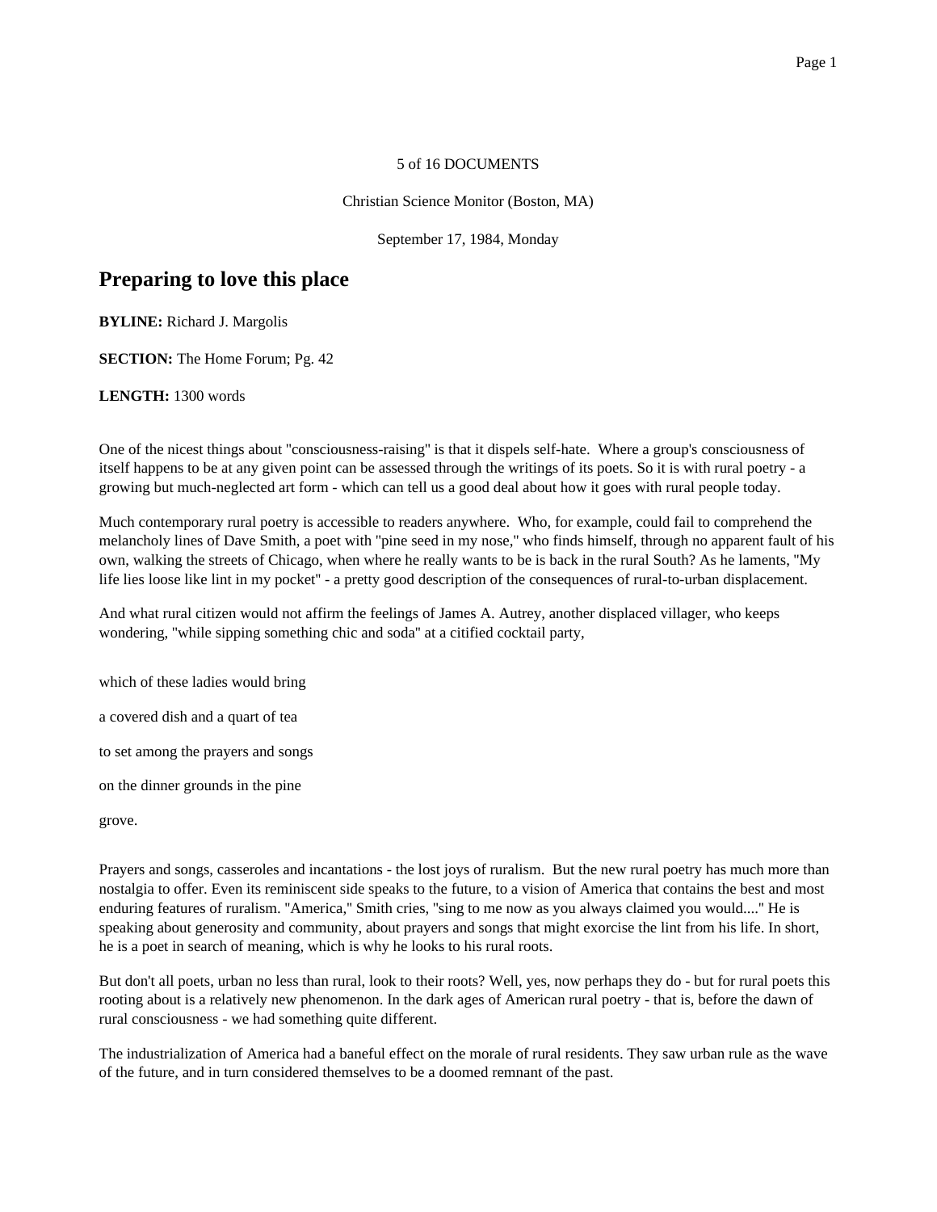5 of 16 DOCUMENTS

Christian Science Monitor (Boston, MA)

September 17, 1984, Monday

# Preparing to love this place

**BYLINE:** Richard J. Margolis

**SECTION:** The Home Forum; Pg. 42

**LENGTH:** 1300 words

One of the nicest things about "consciousness-raising" is that it dispels self-hate. Where a group's consciousness of itself happens to be at any given point can be assessed through the writings of its poets. So it is with rural poetry - a growing but much-neglected art form - which can tell us a good deal about how it goes with rural people today.

Much contemporary rural poetry is accessible to readers anywhere. Who, for example, could fail to comprehend the melancholy lines of Dave Smith, a poet with "pine seed in my nose," who finds himself, through no apparent fault of his own, walking the streets of Chicago, when where he really wants to be is back in the rural South? As he laments, "My life lies loose like lint in my pocket" - a pretty good description of the consequences of rural-to-urban displacement.

And what rural citizen would not affirm the feelings of James A. Autrey, another displaced villager, who keeps wondering, "while sipping something chic and soda" at a citified cocktail party,

which of these ladies would bring

a covered dish and a quart of tea

to set among the prayers and songs

on the dinner grounds in the pine

grove.

Prayers and songs, casseroles and incantations - the lost joys of ruralism. But the new rural poetry has much more than nostalgia to offer. Even its reminiscent side speaks to the future, to a vision of America that contains the best and most enduring features of ruralism. "America," Smith cries, "sing to me now as you always claimed you would...." He is speaking about generosity and community, about prayers and songs that might exorcise the lint from his life. In short, he is a poet in search of meaning, which is why he looks to his rural roots.

But don't all poets, urban no less than rural, look to their roots? Well, yes, now perhaps they do - but for rural poets this rooting about is a relatively new phenomenon. In the dark ages of American rural poetry - that is, before the dawn of rural consciousness - we had something quite different.

The industrialization of America had a baneful effect on the morale of rural residents. They saw urban rule as the wave of the future, and in turn considered themselves to be a doomed remnant of the past.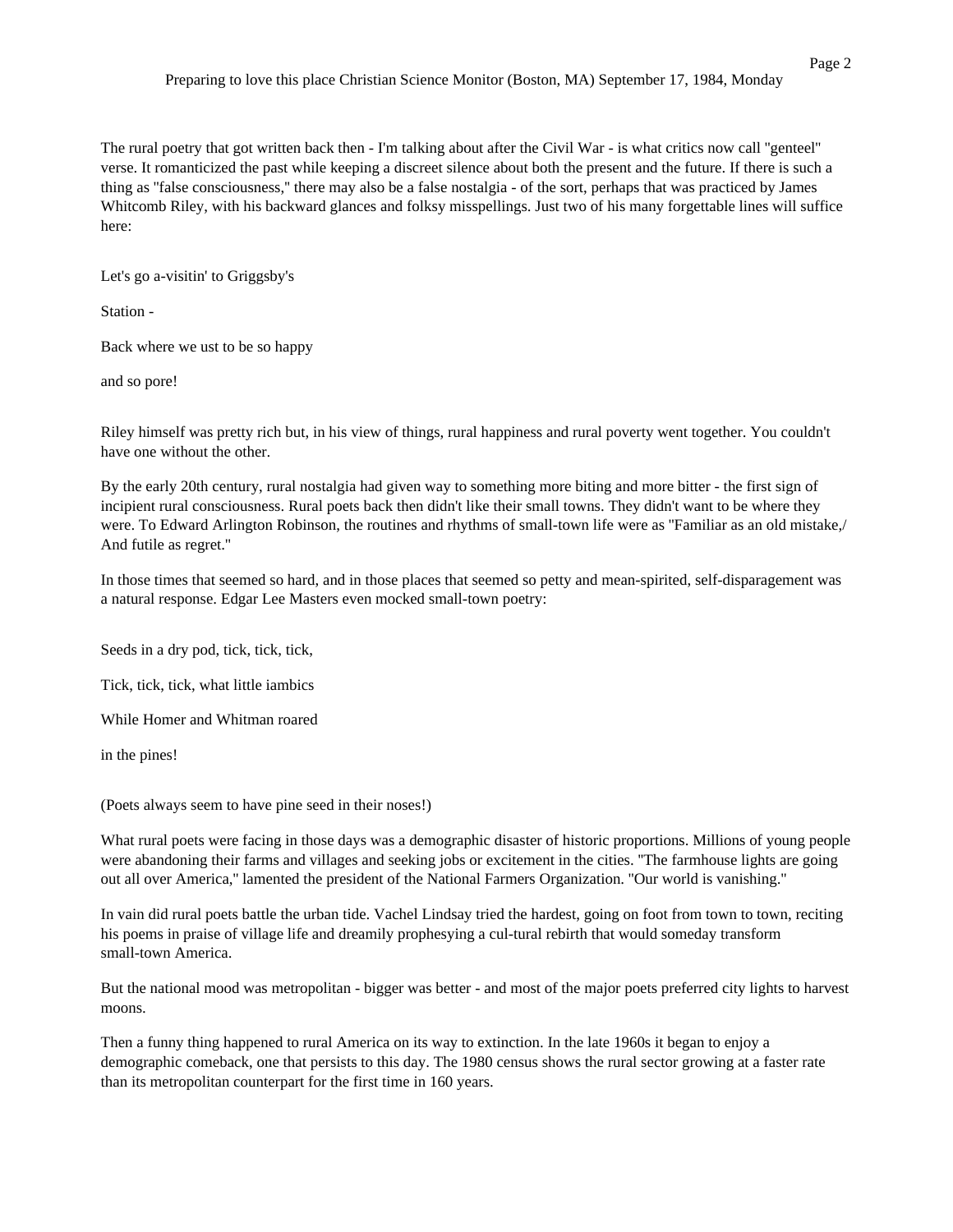The rural poetry that got written back then - I'm talking about after the Civil War - is what critics now call "genteel" verse. It romanticized the past while keeping a discreet silence about both the present and the future. If there is such a thing as "false consciousness," there may also be a false nostalgia - of the sort, perhaps that was practiced by James Whitcomb Riley, with his backward glances and folksy misspellings. Just two of his many forgettable lines will suffice here:

Let's go a-visitin' to Griggsby's

Station -

Back where we ust to be so happy

and so pore!

Riley himself was pretty rich but, in his view of things, rural happiness and rural poverty went together. You couldn't have one without the other.

By the early 20th century, rural nostalgia had given way to something more biting and more bitter - the first sign of incipient rural consciousness. Rural poets back then didn't like their small towns. They didn't want to be where they were. To Edward Arlington Robinson, the routines and rhythms of small-town life were as "Familiar as an old mistake,/ And futile as regret."

In those times that seemed so hard, and in those places that seemed so petty and mean-spirited, self-disparagement was a natural response. Edgar Lee Masters even mocked small-town poetry:

Seeds in a dry pod, tick, tick, tick,

Tick, tick, tick, what little iambics

While Homer and Whitman roared

in the pines!

(Poets always seem to have pine seed in their noses!)

What rural poets were facing in those days was a demographic disaster of historic proportions. Millions of young people were abandoning their farms and villages and seeking jobs or excitement in the cities. "The farmhouse lights are going out all over America," lamented the president of the National Farmers Organization. "Our world is vanishing."

In vain did rural poets battle the urban tide. Vachel Lindsay tried the hardest, going on foot from town to town, reciting his poems in praise of village life and dreamily prophesying a cul-tural rebirth that would someday transform small-town America.

But the national mood was metropolitan - bigger was better - and most of the major poets preferred city lights to harvest moons.

Then a funny thing happened to rural America on its way to extinction. In the late 1960s it began to enjoy a demographic comeback, one that persists to this day. The 1980 census shows the rural sector growing at a faster rate than its metropolitan counterpart for the first time in 160 years.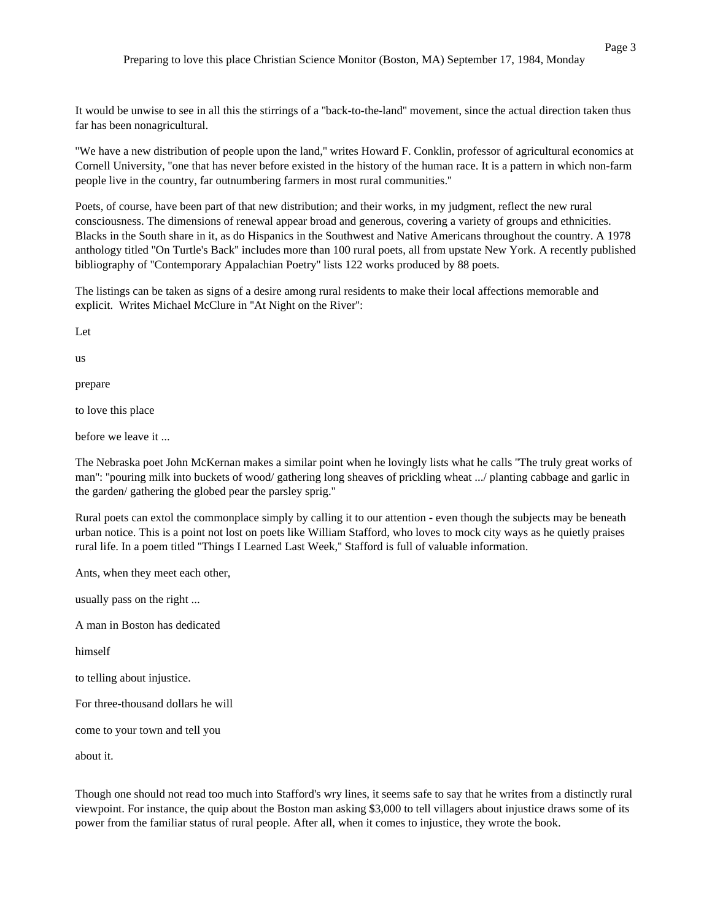It would be unwise to see in all this the stirrings of a "back-to-the-land" movement, since the actual direction taken thus far has been nonagricultural.

"We have a new distribution of people upon the land," writes Howard F. Conklin, professor of agricultural economics at Cornell University, "one that has never before existed in the history of the human race. It is a pattern in which non-farm people live in the country, far outnumbering farmers in most rural communities."

Poets, of course, have been part of that new distribution; and their works, in my judgment, reflect the new rural consciousness. The dimensions of renewal appear broad and generous, covering a variety of groups and ethnicities. Blacks in the South share in it, as do Hispanics in the Southwest and Native Americans throughout the country. A 1978 anthology titled "On Turtle's Back" includes more than 100 rural poets, all from upstate New York. A recently published bibliography of "Contemporary Appalachian Poetry" lists 122 works produced by 88 poets.

The listings can be taken as signs of a desire among rural residents to make their local affections memorable and explicit. Writes Michael McClure in "At Night on the River":

Let

us

prepare

to love this place

before we leave it ...

The Nebraska poet John McKernan makes a similar point when he lovingly lists what he calls "The truly great works of man": "pouring milk into buckets of wood/ gathering long sheaves of prickling wheat .../ planting cabbage and garlic in the garden/ gathering the globed pear the parsley sprig."

Rural poets can extol the commonplace simply by calling it to our attention - even though the subjects may be beneath urban notice. This is a point not lost on poets like William Stafford, who loves to mock city ways as he quietly praises rural life. In a poem titled "Things I Learned Last Week," Stafford is full of valuable information.

Ants, when they meet each other,

usually pass on the right ...

A man in Boston has dedicated

himself

to telling about injustice.

For three-thousand dollars he will

come to your town and tell you

about it.

Though one should not read too much into Stafford's wry lines, it seems safe to say that he writes from a distinctly rural viewpoint. For instance, the quip about the Boston man asking $3,000 to tell villagers about injustice draws some of its power from the familiar status of rural people. After all, when it comes to injustice, they wrote the book.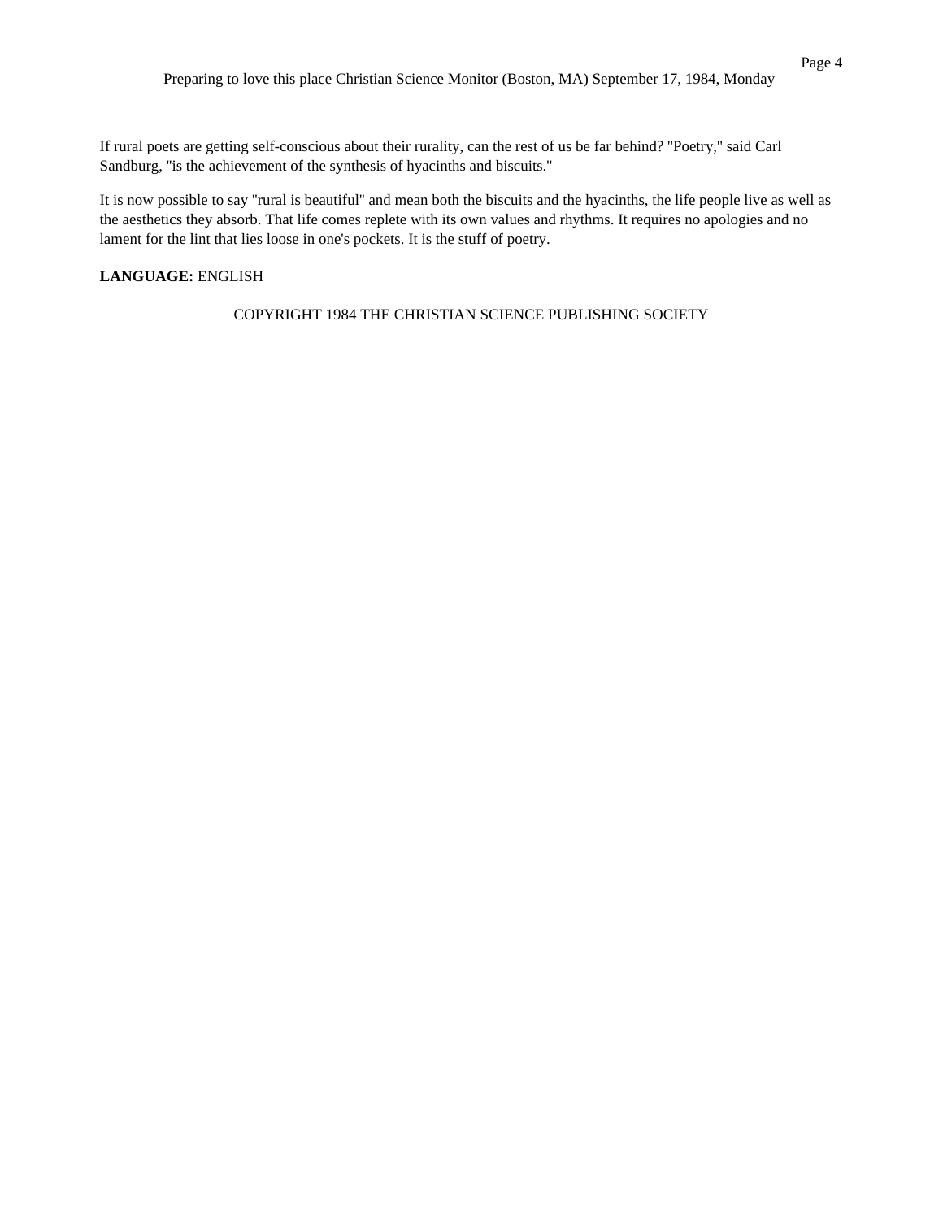If rural poets are getting self-conscious about their rurality, can the rest of us be far behind? "Poetry," said Carl Sandburg, "is the achievement of the synthesis of hyacinths and biscuits."

It is now possible to say "rural is beautiful" and mean both the biscuits and the hyacinths, the life people live as well as the aesthetics they absorb. That life comes replete with its own values and rhythms. It requires no apologies and no lament for the lint that lies loose in one's pockets. It is the stuff of poetry.

**LANGUAGE:** ENGLISH

COPYRIGHT 1984 THE CHRISTIAN SCIENCE PUBLISHING SOCIETY